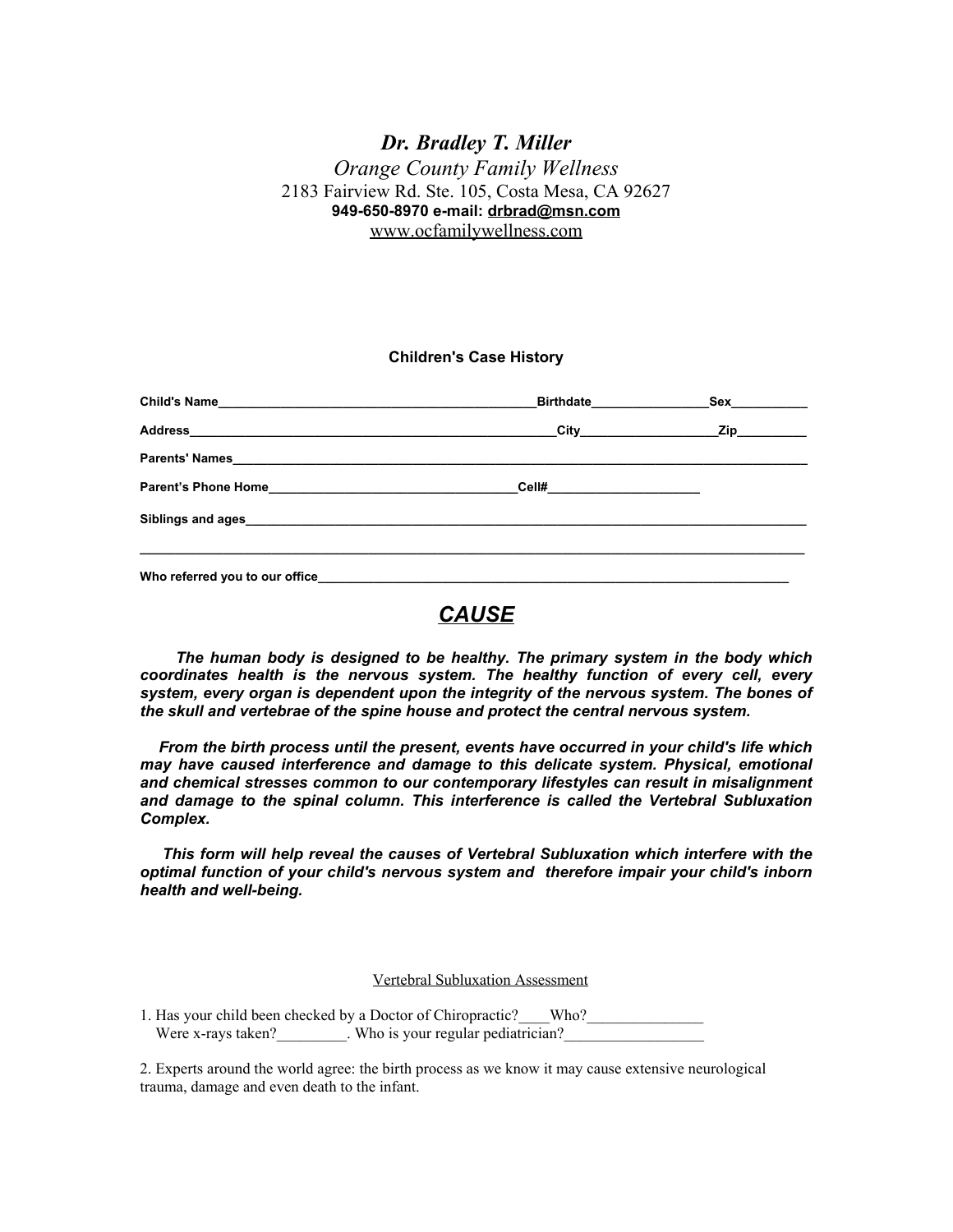***Dr. Bradley T. Miller***

*Orange County Family Wellness*

2183 Fairview Rd. Ste. 105, Costa Mesa, CA 92627

**949-650-8970 e-mail: drbrad@msn.com**

www.ocfamilywellness.com

## Children's Case History

**Child's Name**_______________________________________________**Birthdate**_________________**Sex**___________

**Address**_____________________________________________________**City**____________________**Zip**__________

**Parents' Names**________________________________________________________________________________________

**Parent's Phone Home**___________________________________**Cell#**______________________

**Siblings and ages**______________________________________________________________________________________

__________________________________________________________________________________________________

**Who referred you to our office**_____________________________________________________________________

## ***CAUSE***

***The human body is designed to be healthy. The primary system in the body which coordinates health is the nervous system. The healthy function of every cell, every system, every organ is dependent upon the integrity of the nervous system. The bones of the skull and vertebrae of the spine house and protect the central nervous system.***

***From the birth process until the present, events have occurred in your child's life which may have caused interference and damage to this delicate system. Physical, emotional and chemical stresses common to our contemporary lifestyles can result in misalignment and damage to the spinal column. This interference is called the Vertebral Subluxation Complex.***

***This form will help reveal the causes of Vertebral Subluxation which interfere with the optimal function of your child's nervous system and therefore impair your child's inborn health and well-being.***

Vertebral Subluxation Assessment

1. Has your child been checked by a Doctor of Chiropractic?____Who?_______________
   Were x-rays taken?_________. Who is your regular pediatrician?__________________

2. Experts around the world agree: the birth process as we know it may cause extensive neurological trauma, damage and even death to the infant.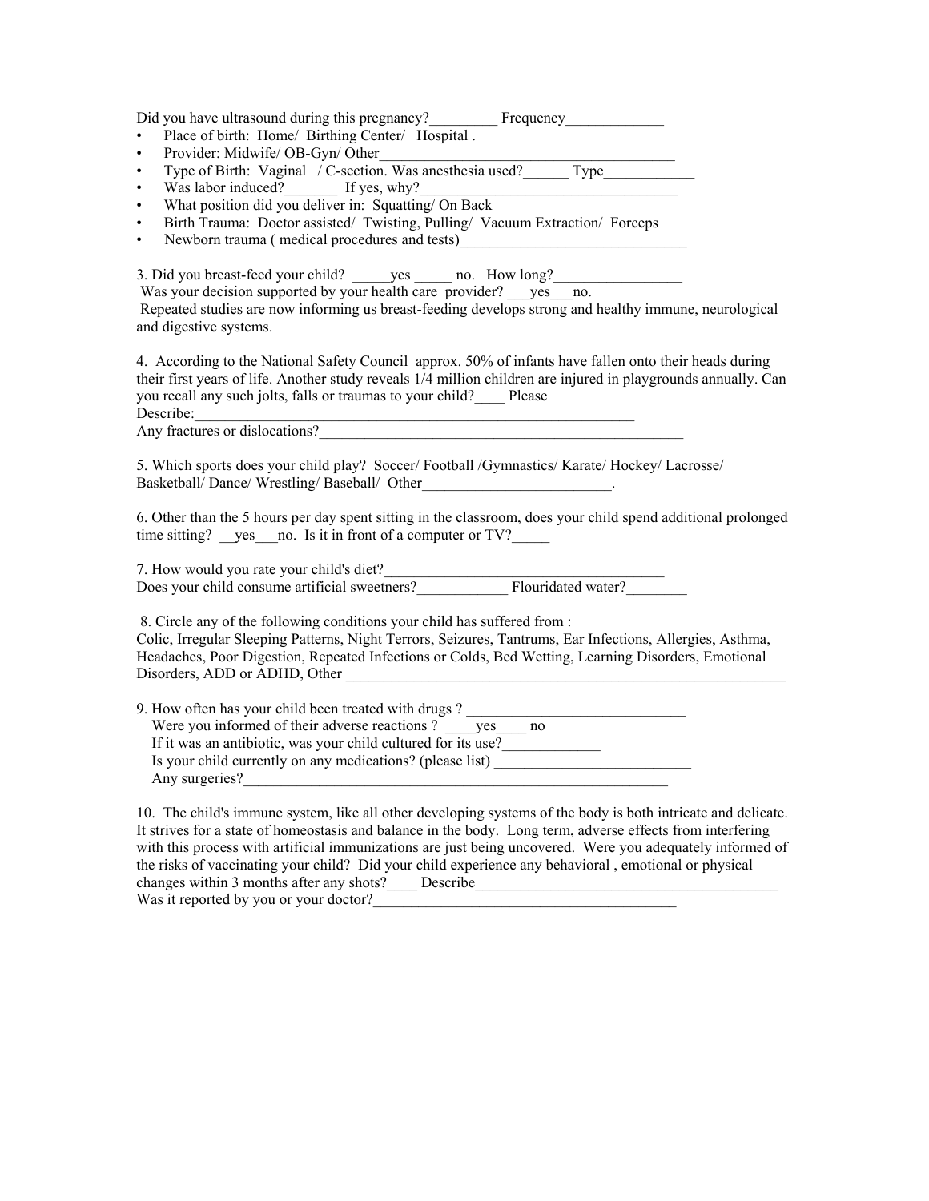Did you have ultrasound during this pregnancy?_________ Frequency_____________

- Place of birth: Home/ Birthing Center/ Hospital .
- Provider: Midwife/ OB-Gyn/ Other_________________________________________
- Type of Birth: Vaginal / C-section. Was anesthesia used?______ Type____________
- Was labor induced?_______ If yes, why?___________________________________
- What position did you deliver in: Squatting/ On Back
- Birth Trauma: Doctor assisted/ Twisting, Pulling/ Vacuum Extraction/ Forceps
- Newborn trauma ( medical procedures and tests)_______________________________

3. Did you breast-feed your child? _____yes _____ no. How long?_________________
Was your decision supported by your health care provider? ___yes___no.
Repeated studies are now informing us breast-feeding develops strong and healthy immune, neurological and digestive systems.

4. According to the National Safety Council approx. 50% of infants have fallen onto their heads during their first years of life. Another study reveals 1/4 million children are injured in playgrounds annually. Can you recall any such jolts, falls or traumas to your child?____ Please
Describe:_______________________________________________________________
Any fractures or dislocations?__________________________________________________

5. Which sports does your child play? Soccer/ Football /Gymnastics/ Karate/ Hockey/ Lacrosse/ Basketball/ Dance/ Wrestling/ Baseball/ Other_________________________.

6. Other than the 5 hours per day spent sitting in the classroom, does your child spend additional prolonged time sitting? __yes___no. Is it in front of a computer or TV?_____

7. How would you rate your child's diet?_____________________________________
Does your child consume artificial sweeteners?____________ Flouridated water?________

8. Circle any of the following conditions your child has suffered from :
Colic, Irregular Sleeping Patterns, Night Terrors, Seizures, Tantrums, Ear Infections, Allergies, Asthma, Headaches, Poor Digestion, Repeated Infections or Colds, Bed Wetting, Learning Disorders, Emotional Disorders, ADD or ADHD, Other ____________________________________________________________

9. How often has your child been treated with drugs ? _____________________________
Were you informed of their adverse reactions ? ____yes____ no
If it was an antibiotic, was your child cultured for its use?_____________
Is your child currently on any medications? (please list) __________________________
Any surgeries?__________________________________________________________

10. The child's immune system, like all other developing systems of the body is both intricate and delicate. It strives for a state of homeostasis and balance in the body. Long term, adverse effects from interfering with this process with artificial immunizations are just being uncovered. Were you adequately informed of the risks of vaccinating your child? Did your child experience any behavioral , emotional or physical changes within 3 months after any shots?____ Describe_________________________________________
Was it reported by you or your doctor?_________________________________________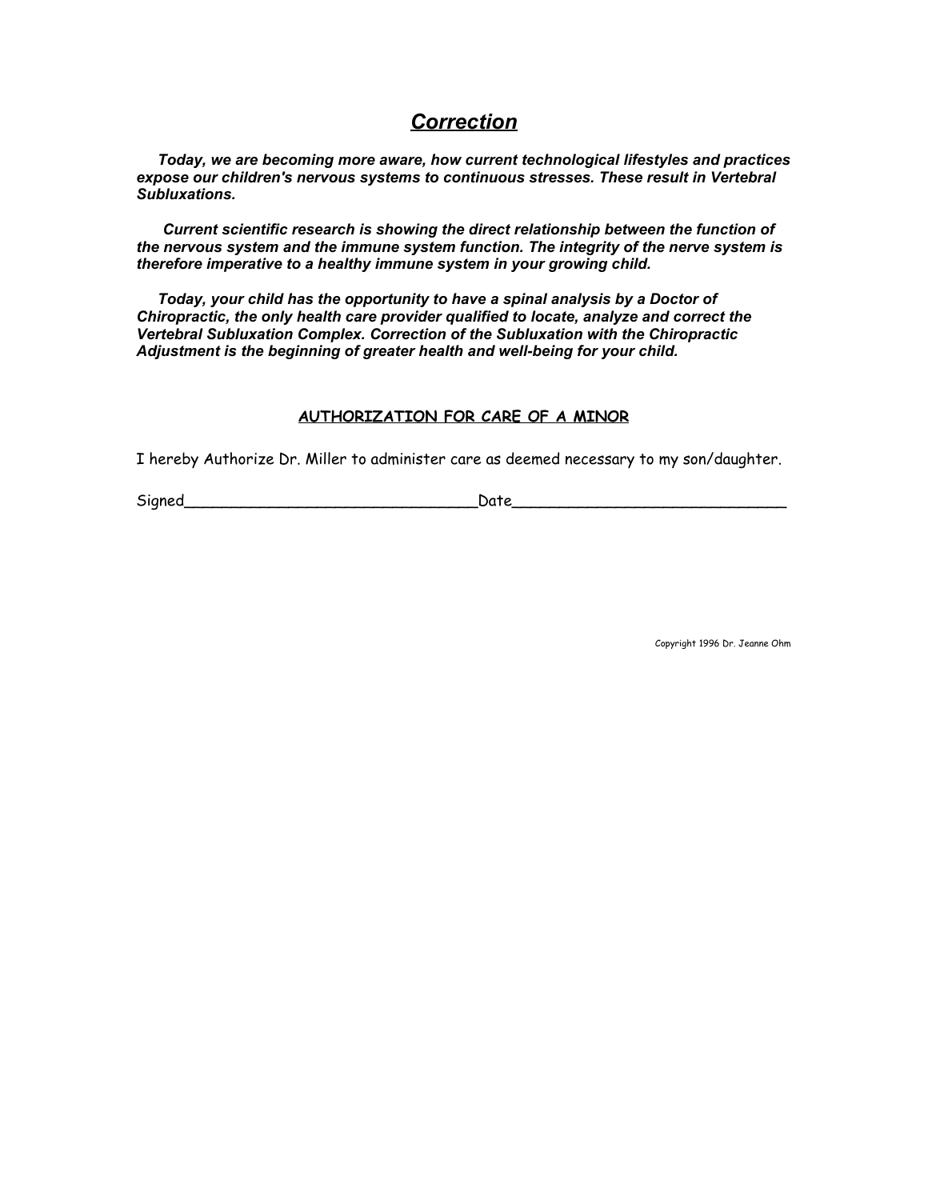# ***Correction***

***Today, we are becoming more aware, how current technological lifestyles and practices expose our children's nervous systems to continuous stresses. These result in Vertebral Subluxations.***

***Current scientific research is showing the direct relationship between the function of the nervous system and the immune system function. The integrity of the nerve system is therefore imperative to a healthy immune system in your growing child.***

***Today, your child has the opportunity to have a spinal analysis by a Doctor of Chiropractic, the only health care provider qualified to locate, analyze and correct the Vertebral Subluxation Complex. Correction of the Subluxation with the Chiropractic Adjustment is the beginning of greater health and well-being for your child.***

## **AUTHORIZATION FOR CARE OF A MINOR**

I hereby Authorize Dr. Miller to administer care as deemed necessary to my son/daughter.

Signed________________________________Date______________________________

Copyright 1996 Dr. Jeanne Ohm